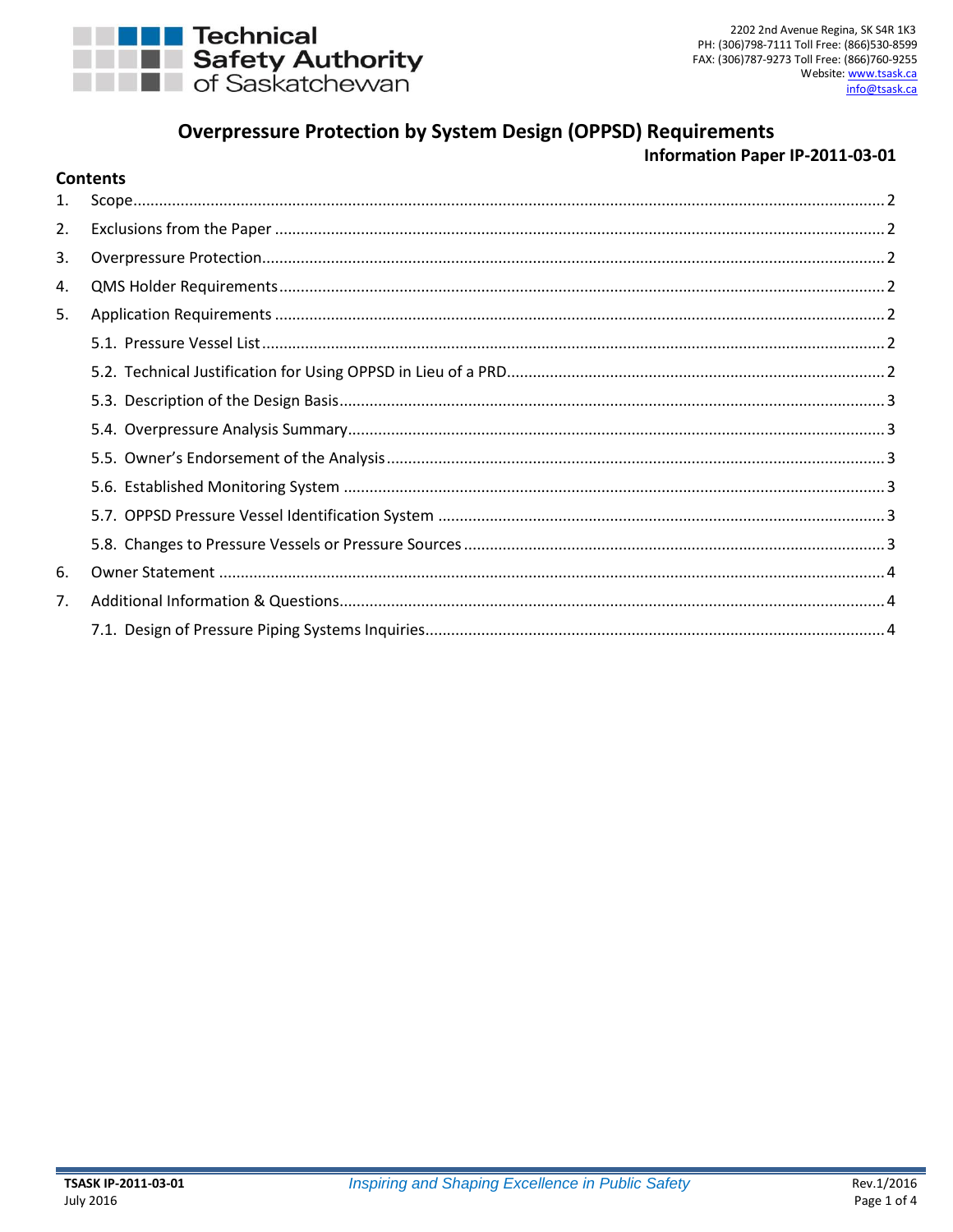Technical Safety Authority of Saskatchewan

2202 2nd Avenue Regina, SK S4R 1K3
PH: (306)798-7111 Toll Free: (866)530-8599
FAX: (306)787-9273 Toll Free: (866)760-9255
Website: www.tsask.ca
info@tsask.ca

# Overpressure Protection by System Design (OPPSD) Requirements

## Information Paper IP-2011-03-01

**Contents**

1. Scope .......... 2
2. Exclusions from the Paper .......... 2
3. Overpressure Protection .......... 2
4. QMS Holder Requirements .......... 2
5. Application Requirements .......... 2
   - 5.1. Pressure Vessel List .......... 2
   - 5.2. Technical Justification for Using OPPSD in Lieu of a PRD .......... 2
   - 5.3. Description of the Design Basis .......... 3
   - 5.4. Overpressure Analysis Summary .......... 3
   - 5.5. Owner's Endorsement of the Analysis .......... 3
   - 5.6. Established Monitoring System .......... 3
   - 5.7. OPPSD Pressure Vessel Identification System .......... 3
   - 5.8. Changes to Pressure Vessels or Pressure Sources .......... 3
6. Owner Statement .......... 4
7. Additional Information & Questions .......... 4
   - 7.1. Design of Pressure Piping Systems Inquiries .......... 4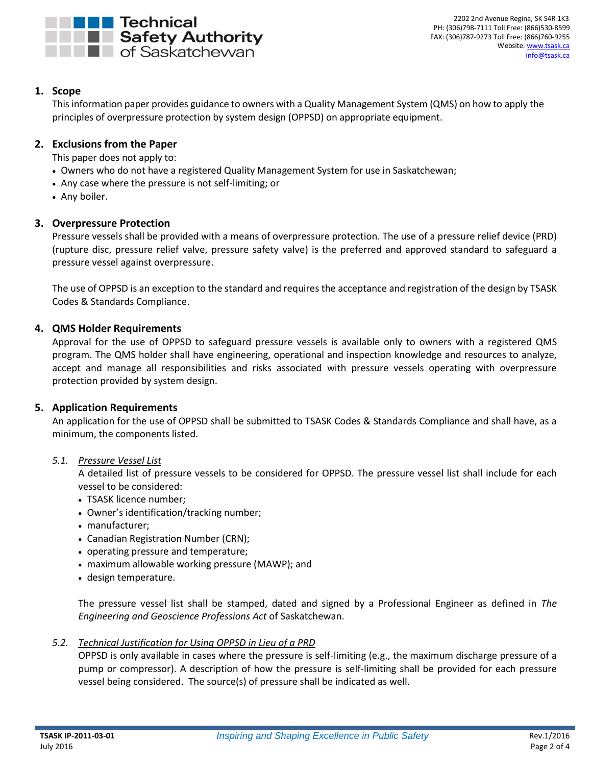## 1. Scope

This information paper provides guidance to owners with a Quality Management System (QMS) on how to apply the principles of overpressure protection by system design (OPPSD) on appropriate equipment.

## 2. Exclusions from the Paper

This paper does not apply to:

- Owners who do not have a registered Quality Management System for use in Saskatchewan;
- Any case where the pressure is not self-limiting; or
- Any boiler.

## 3. Overpressure Protection

Pressure vessels shall be provided with a means of overpressure protection. The use of a pressure relief device (PRD) (rupture disc, pressure relief valve, pressure safety valve) is the preferred and approved standard to safeguard a pressure vessel against overpressure.

The use of OPPSD is an exception to the standard and requires the acceptance and registration of the design by TSASK Codes & Standards Compliance.

## 4. QMS Holder Requirements

Approval for the use of OPPSD to safeguard pressure vessels is available only to owners with a registered QMS program. The QMS holder shall have engineering, operational and inspection knowledge and resources to analyze, accept and manage all responsibilities and risks associated with pressure vessels operating with overpressure protection provided by system design.

## 5. Application Requirements

An application for the use of OPPSD shall be submitted to TSASK Codes & Standards Compliance and shall have, as a minimum, the components listed.

### *5.1. Pressure Vessel List*

A detailed list of pressure vessels to be considered for OPPSD. The pressure vessel list shall include for each vessel to be considered:

- TSASK licence number;
- Owner's identification/tracking number;
- manufacturer;
- Canadian Registration Number (CRN);
- operating pressure and temperature;
- maximum allowable working pressure (MAWP); and
- design temperature.

The pressure vessel list shall be stamped, dated and signed by a Professional Engineer as defined in *The Engineering and Geoscience Professions Act* of Saskatchewan.

### *5.2. Technical Justification for Using OPPSD in Lieu of a PRD*

OPPSD is only available in cases where the pressure is self-limiting (e.g., the maximum discharge pressure of a pump or compressor). A description of how the pressure is self-limiting shall be provided for each pressure vessel being considered. The source(s) of pressure shall be indicated as well.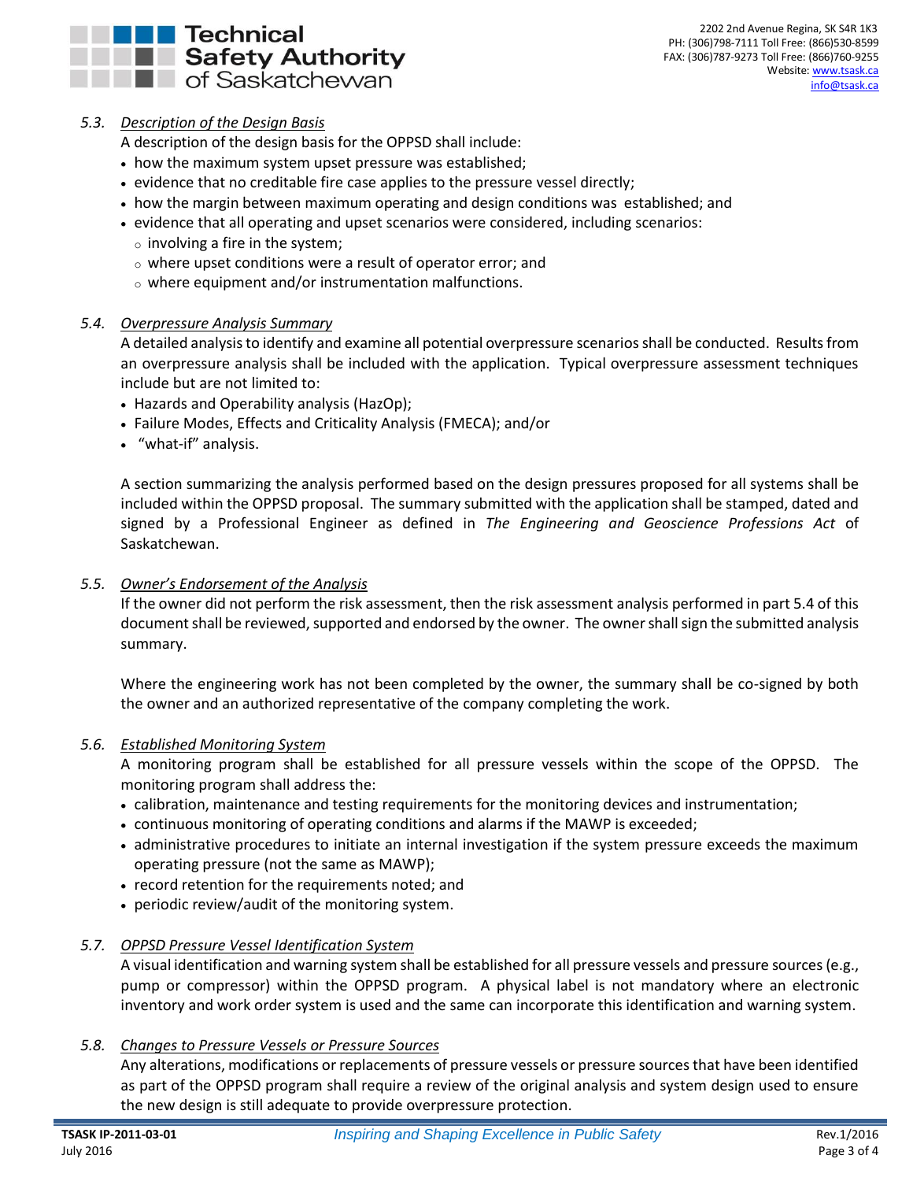### 5.3. *Description of the Design Basis*

A description of the design basis for the OPPSD shall include:

- how the maximum system upset pressure was established;
- evidence that no creditable fire case applies to the pressure vessel directly;
- how the margin between maximum operating and design conditions was established; and
- evidence that all operating and upset scenarios were considered, including scenarios:
  - involving a fire in the system;
  - where upset conditions were a result of operator error; and
  - where equipment and/or instrumentation malfunctions.

### 5.4. *Overpressure Analysis Summary*

A detailed analysis to identify and examine all potential overpressure scenarios shall be conducted. Results from an overpressure analysis shall be included with the application. Typical overpressure assessment techniques include but are not limited to:

- Hazards and Operability analysis (HazOp);
- Failure Modes, Effects and Criticality Analysis (FMECA); and/or
- "what-if" analysis.

A section summarizing the analysis performed based on the design pressures proposed for all systems shall be included within the OPPSD proposal. The summary submitted with the application shall be stamped, dated and signed by a Professional Engineer as defined in *The Engineering and Geoscience Professions Act* of Saskatchewan.

### 5.5. *Owner's Endorsement of the Analysis*

If the owner did not perform the risk assessment, then the risk assessment analysis performed in part 5.4 of this document shall be reviewed, supported and endorsed by the owner. The owner shall sign the submitted analysis summary.

Where the engineering work has not been completed by the owner, the summary shall be co-signed by both the owner and an authorized representative of the company completing the work.

### 5.6. *Established Monitoring System*

A monitoring program shall be established for all pressure vessels within the scope of the OPPSD. The monitoring program shall address the:

- calibration, maintenance and testing requirements for the monitoring devices and instrumentation;
- continuous monitoring of operating conditions and alarms if the MAWP is exceeded;
- administrative procedures to initiate an internal investigation if the system pressure exceeds the maximum operating pressure (not the same as MAWP);
- record retention for the requirements noted; and
- periodic review/audit of the monitoring system.

### 5.7. *OPPSD Pressure Vessel Identification System*

A visual identification and warning system shall be established for all pressure vessels and pressure sources (e.g., pump or compressor) within the OPPSD program. A physical label is not mandatory where an electronic inventory and work order system is used and the same can incorporate this identification and warning system.

### 5.8. *Changes to Pressure Vessels or Pressure Sources*

Any alterations, modifications or replacements of pressure vessels or pressure sources that have been identified as part of the OPPSD program shall require a review of the original analysis and system design used to ensure the new design is still adequate to provide overpressure protection.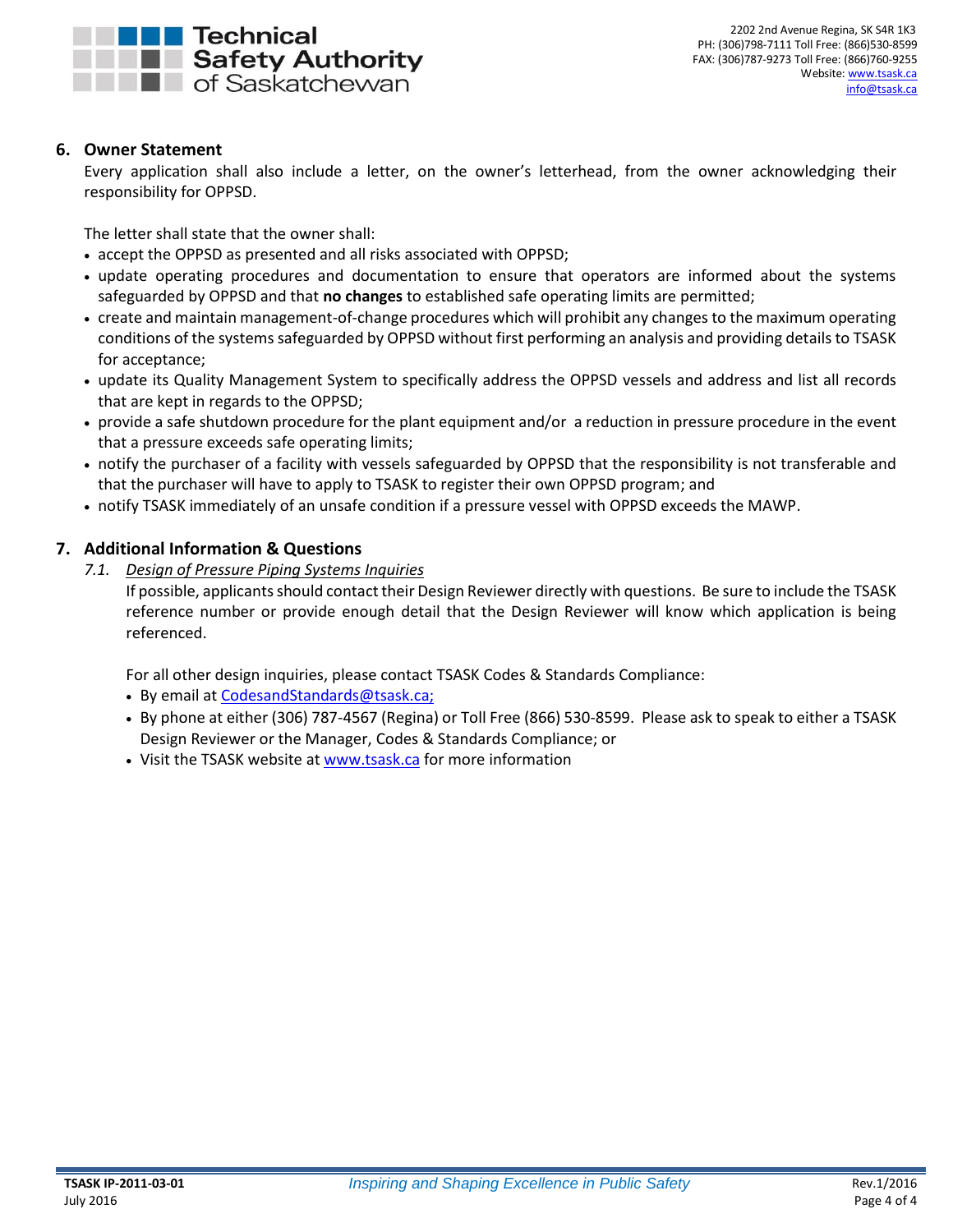## 6. Owner Statement

Every application shall also include a letter, on the owner's letterhead, from the owner acknowledging their responsibility for OPPSD.

The letter shall state that the owner shall:

- accept the OPPSD as presented and all risks associated with OPPSD;
- update operating procedures and documentation to ensure that operators are informed about the systems safeguarded by OPPSD and that **no changes** to established safe operating limits are permitted;
- create and maintain management-of-change procedures which will prohibit any changes to the maximum operating conditions of the systems safeguarded by OPPSD without first performing an analysis and providing details to TSASK for acceptance;
- update its Quality Management System to specifically address the OPPSD vessels and address and list all records that are kept in regards to the OPPSD;
- provide a safe shutdown procedure for the plant equipment and/or a reduction in pressure procedure in the event that a pressure exceeds safe operating limits;
- notify the purchaser of a facility with vessels safeguarded by OPPSD that the responsibility is not transferable and that the purchaser will have to apply to TSASK to register their own OPPSD program; and
- notify TSASK immediately of an unsafe condition if a pressure vessel with OPPSD exceeds the MAWP.

## 7. Additional Information & Questions

### 7.1. *Design of Pressure Piping Systems Inquiries*

If possible, applicants should contact their Design Reviewer directly with questions. Be sure to include the TSASK reference number or provide enough detail that the Design Reviewer will know which application is being referenced.

For all other design inquiries, please contact TSASK Codes & Standards Compliance:

- By email at CodesandStandards@tsask.ca;
- By phone at either (306) 787-4567 (Regina) or Toll Free (866) 530-8599. Please ask to speak to either a TSASK Design Reviewer or the Manager, Codes & Standards Compliance; or
- Visit the TSASK website at www.tsask.ca for more information